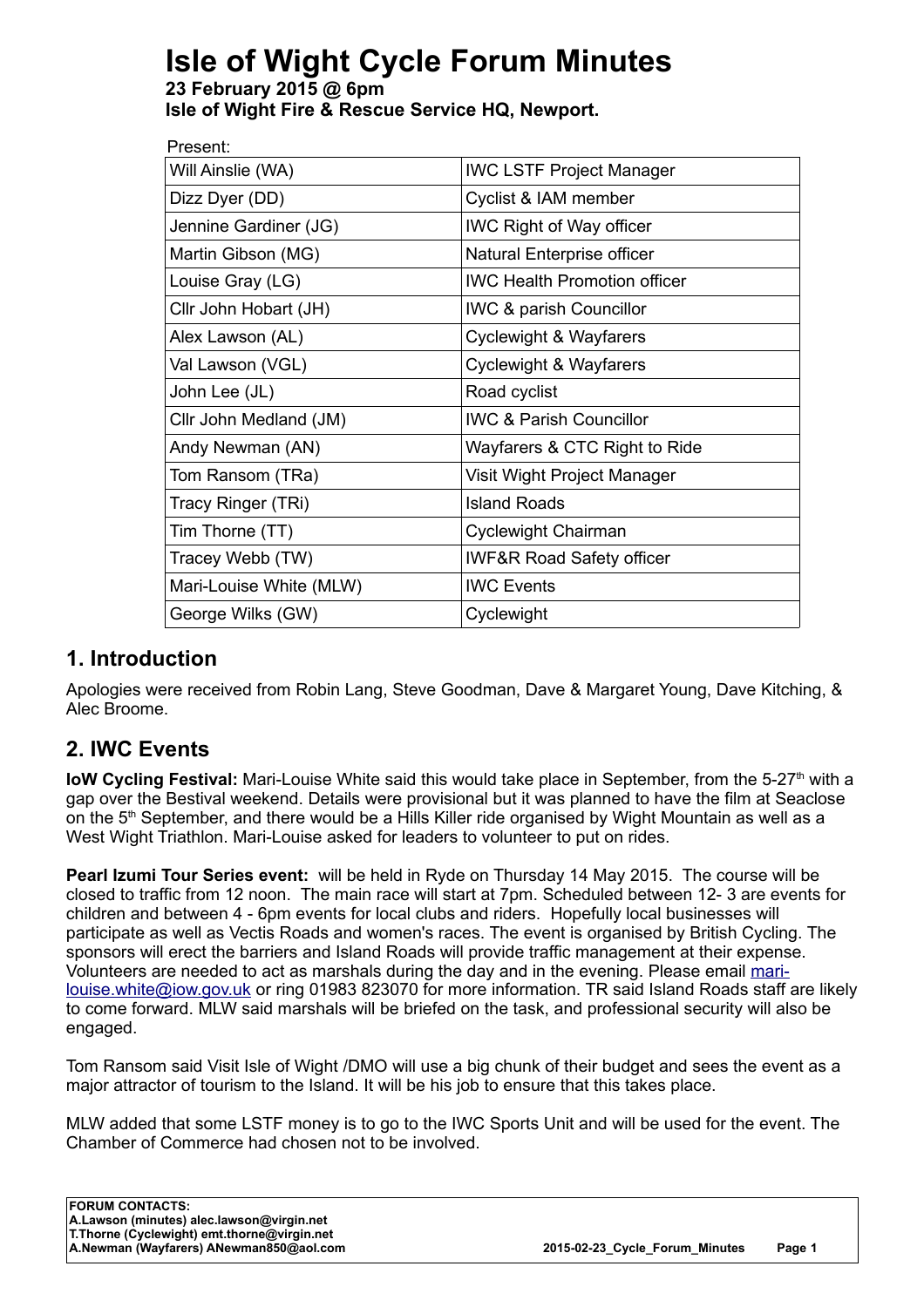# Isle of Wight Cycle Forum Minutes

**23 February 2015 @ 6pm**
**Isle of Wight Fire & Rescue Service HQ, Newport.**

Present:

| | |
|---|---|
| Will Ainslie (WA) | IWC LSTF Project Manager |
| Dizz Dyer (DD) | Cyclist & IAM member |
| Jennine Gardiner (JG) | IWC Right of Way officer |
| Martin Gibson (MG) | Natural Enterprise officer |
| Louise Gray (LG) | IWC Health Promotion officer |
| Cllr John Hobart (JH) | IWC & parish Councillor |
| Alex Lawson (AL) | Cyclewight & Wayfarers |
| Val Lawson (VGL) | Cyclewight & Wayfarers |
| John Lee (JL) | Road cyclist |
| Cllr John Medland (JM) | IWC & Parish Councillor |
| Andy Newman (AN) | Wayfarers & CTC Right to Ride |
| Tom Ransom (TRa) | Visit Wight Project Manager |
| Tracy Ringer (TRi) | Island Roads |
| Tim Thorne (TT) | Cyclewight Chairman |
| Tracey Webb (TW) | IWF&R Road Safety officer |
| Mari-Louise White (MLW) | IWC Events |
| George Wilks (GW) | Cyclewight |

## 1. Introduction

Apologies were received from Robin Lang, Steve Goodman, Dave & Margaret Young, Dave Kitching, & Alec Broome.

## 2. IWC Events

**IoW Cycling Festival:** Mari-Louise White said this would take place in September, from the 5-27th with a gap over the Bestival weekend. Details were provisional but it was planned to have the film at Seaclose on the 5th September, and there would be a Hills Killer ride organised by Wight Mountain as well as a West Wight Triathlon. Mari-Louise asked for leaders to volunteer to put on rides.

**Pearl Izumi Tour Series event:** will be held in Ryde on Thursday 14 May 2015. The course will be closed to traffic from 12 noon. The main race will start at 7pm. Scheduled between 12- 3 are events for children and between 4 - 6pm events for local clubs and riders. Hopefully local businesses will participate as well as Vectis Roads and women's races. The event is organised by British Cycling. The sponsors will erect the barriers and Island Roads will provide traffic management at their expense. Volunteers are needed to act as marshals during the day and in the evening. Please email mari-louise.white@iow.gov.uk or ring 01983 823070 for more information. TR said Island Roads staff are likely to come forward. MLW said marshals will be briefed on the task, and professional security will also be engaged.

Tom Ransom said Visit Isle of Wight /DMO will use a big chunk of their budget and sees the event as a major attractor of tourism to the Island. It will be his job to ensure that this takes place.

MLW added that some LSTF money is to go to the IWC Sports Unit and will be used for the event. The Chamber of Commerce had chosen not to be involved.

**FORUM CONTACTS:**
**A.Lawson (minutes) alec.lawson@virgin.net**
**T.Thorne (Cyclewight) emt.thorne@virgin.net**
**A.Newman (Wayfarers) ANewman850@aol.com**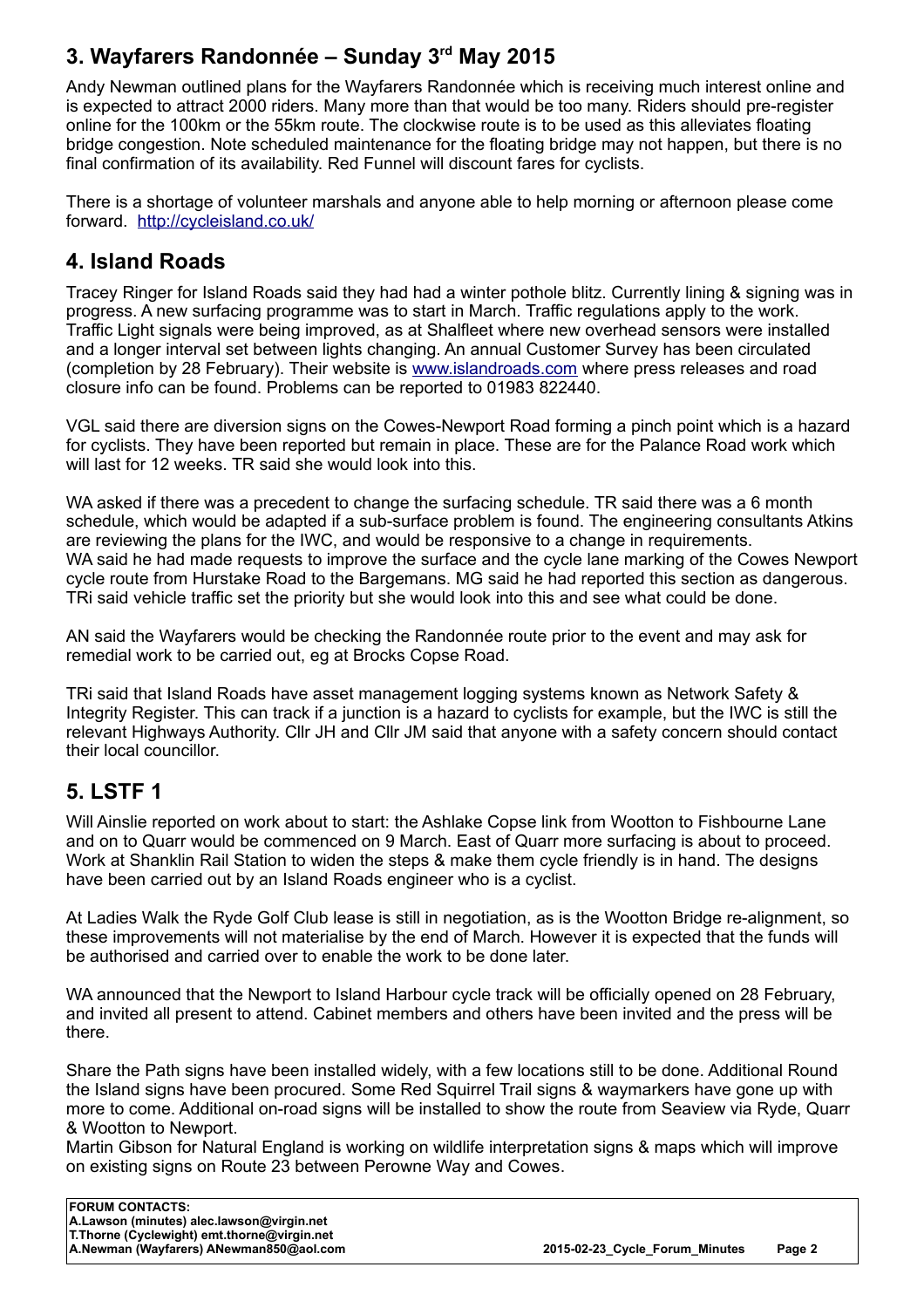## 3. Wayfarers Randonnée – Sunday 3rd May 2015

Andy Newman outlined plans for the Wayfarers Randonnée which is receiving much interest online and is expected to attract 2000 riders. Many more than that would be too many. Riders should pre-register online for the 100km or the 55km route. The clockwise route is to be used as this alleviates floating bridge congestion. Note scheduled maintenance for the floating bridge may not happen, but there is no final confirmation of its availability. Red Funnel will discount fares for cyclists.

There is a shortage of volunteer marshals and anyone able to help morning or afternoon please come forward. http://cycleisland.co.uk/

## 4. Island Roads

Tracey Ringer for Island Roads said they had had a winter pothole blitz. Currently lining & signing was in progress. A new surfacing programme was to start in March. Traffic regulations apply to the work. Traffic Light signals were being improved, as at Shalfleet where new overhead sensors were installed and a longer interval set between lights changing. An annual Customer Survey has been circulated (completion by 28 February). Their website is www.islandroads.com where press releases and road closure info can be found. Problems can be reported to 01983 822440.

VGL said there are diversion signs on the Cowes-Newport Road forming a pinch point which is a hazard for cyclists. They have been reported but remain in place. These are for the Palance Road work which will last for 12 weeks. TR said she would look into this.

WA asked if there was a precedent to change the surfacing schedule. TR said there was a 6 month schedule, which would be adapted if a sub-surface problem is found. The engineering consultants Atkins are reviewing the plans for the IWC, and would be responsive to a change in requirements.
WA said he had made requests to improve the surface and the cycle lane marking of the Cowes Newport cycle route from Hurstake Road to the Bargemans. MG said he had reported this section as dangerous. TRi said vehicle traffic set the priority but she would look into this and see what could be done.

AN said the Wayfarers would be checking the Randonnée route prior to the event and may ask for remedial work to be carried out, eg at Brocks Copse Road.

TRi said that Island Roads have asset management logging systems known as Network Safety & Integrity Register. This can track if a junction is a hazard to cyclists for example, but the IWC is still the relevant Highways Authority. Cllr JH and Cllr JM said that anyone with a safety concern should contact their local councillor.

## 5. LSTF 1

Will Ainslie reported on work about to start: the Ashlake Copse link from Wootton to Fishbourne Lane and on to Quarr would be commenced on 9 March. East of Quarr more surfacing is about to proceed. Work at Shanklin Rail Station to widen the steps & make them cycle friendly is in hand. The designs have been carried out by an Island Roads engineer who is a cyclist.

At Ladies Walk the Ryde Golf Club lease is still in negotiation, as is the Wootton Bridge re-alignment, so these improvements will not materialise by the end of March. However it is expected that the funds will be authorised and carried over to enable the work to be done later.

WA announced that the Newport to Island Harbour cycle track will be officially opened on 28 February, and invited all present to attend. Cabinet members and others have been invited and the press will be there.

Share the Path signs have been installed widely, with a few locations still to be done. Additional Round the Island signs have been procured. Some Red Squirrel Trail signs & waymarkers have gone up with more to come. Additional on-road signs will be installed to show the route from Seaview via Ryde, Quarr & Wootton to Newport.
Martin Gibson for Natural England is working on wildlife interpretation signs & maps which will improve on existing signs on Route 23 between Perowne Way and Cowes.

**FORUM CONTACTS:**
**A.Lawson (minutes) alec.lawson@virgin.net**
**T.Thorne (Cyclewight) emt.thorne@virgin.net**
**A.Newman (Wayfarers) ANewman850@aol.com**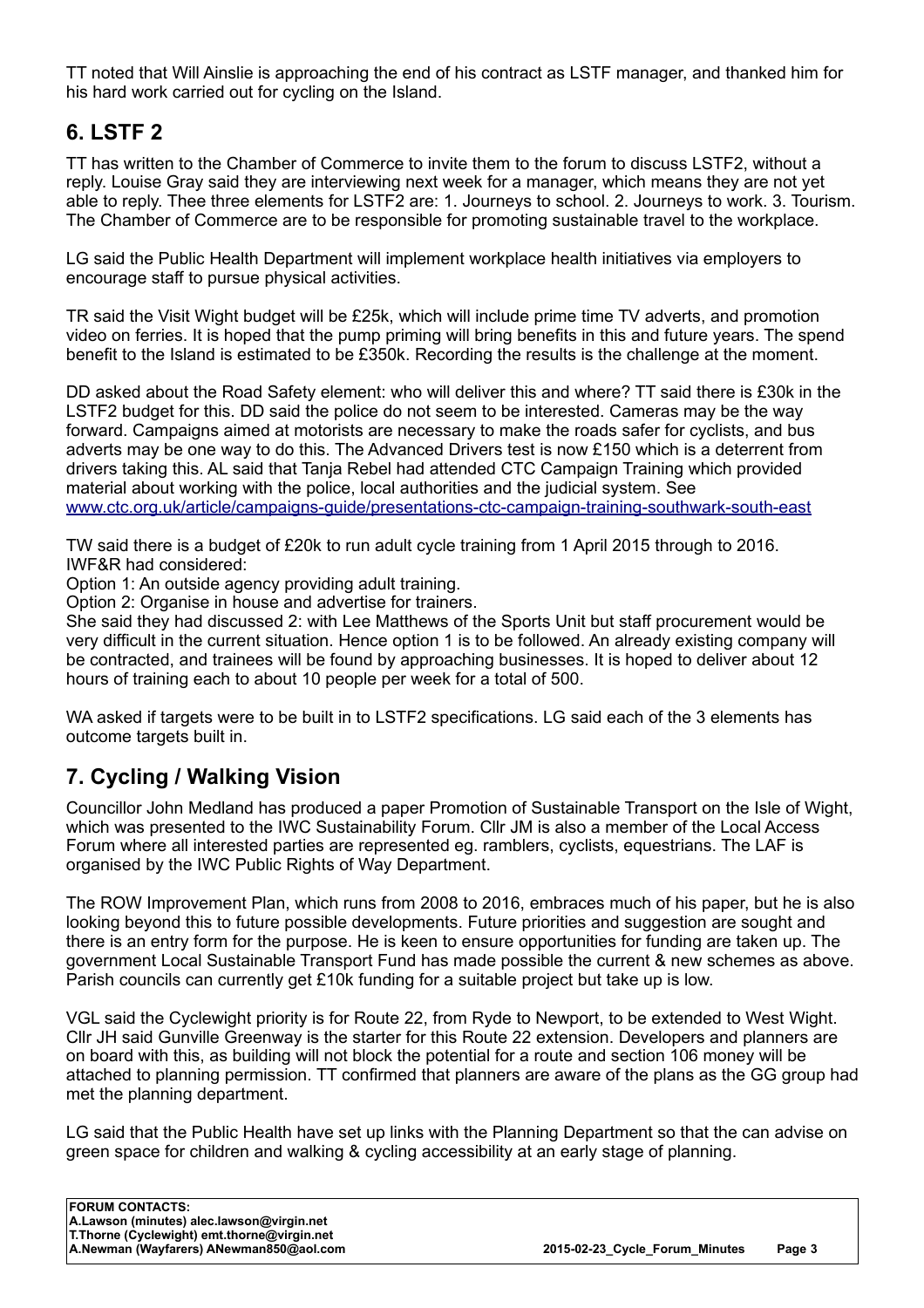TT noted that Will Ainslie is approaching the end of his contract as LSTF manager, and thanked him for his hard work carried out for cycling on the Island.

## 6. LSTF 2

TT has written to the Chamber of Commerce to invite them to the forum to discuss LSTF2, without a reply. Louise Gray said they are interviewing next week for a manager, which means they are not yet able to reply. Thee three elements for LSTF2 are: 1. Journeys to school. 2. Journeys to work. 3. Tourism. The Chamber of Commerce are to be responsible for promoting sustainable travel to the workplace.

LG said the Public Health Department will implement workplace health initiatives via employers to encourage staff to pursue physical activities.

TR said the Visit Wight budget will be £25k, which will include prime time TV adverts, and promotion video on ferries. It is hoped that the pump priming will bring benefits in this and future years. The spend benefit to the Island is estimated to be £350k. Recording the results is the challenge at the moment.

DD asked about the Road Safety element: who will deliver this and where? TT said there is £30k in the LSTF2 budget for this. DD said the police do not seem to be interested. Cameras may be the way forward. Campaigns aimed at motorists are necessary to make the roads safer for cyclists, and bus adverts may be one way to do this. The Advanced Drivers test is now £150 which is a deterrent from drivers taking this. AL said that Tanja Rebel had attended CTC Campaign Training which provided material about working with the police, local authorities and the judicial system. See www.ctc.org.uk/article/campaigns-guide/presentations-ctc-campaign-training-southwark-south-east

TW said there is a budget of £20k to run adult cycle training from 1 April 2015 through to 2016. IWF&R had considered:
Option 1: An outside agency providing adult training.
Option 2: Organise in house and advertise for trainers.
She said they had discussed 2: with Lee Matthews of the Sports Unit but staff procurement would be very difficult in the current situation. Hence option 1 is to be followed. An already existing company will be contracted, and trainees will be found by approaching businesses. It is hoped to deliver about 12 hours of training each to about 10 people per week for a total of 500.

WA asked if targets were to be built in to LSTF2 specifications. LG said each of the 3 elements has outcome targets built in.

## 7. Cycling / Walking Vision

Councillor John Medland has produced a paper Promotion of Sustainable Transport on the Isle of Wight, which was presented to the IWC Sustainability Forum. Cllr JM is also a member of the Local Access Forum where all interested parties are represented eg. ramblers, cyclists, equestrians. The LAF is organised by the IWC Public Rights of Way Department.

The ROW Improvement Plan, which runs from 2008 to 2016, embraces much of his paper, but he is also looking beyond this to future possible developments. Future priorities and suggestion are sought and there is an entry form for the purpose. He is keen to ensure opportunities for funding are taken up. The government Local Sustainable Transport Fund has made possible the current & new schemes as above. Parish councils can currently get £10k funding for a suitable project but take up is low.

VGL said the Cyclewight priority is for Route 22, from Ryde to Newport, to be extended to West Wight. Cllr JH said Gunville Greenway is the starter for this Route 22 extension. Developers and planners are on board with this, as building will not block the potential for a route and section 106 money will be attached to planning permission. TT confirmed that planners are aware of the plans as the GG group had met the planning department.

LG said that the Public Health have set up links with the Planning Department so that the can advise on green space for children and walking & cycling accessibility at an early stage of planning.

**FORUM CONTACTS:**
**A.Lawson (minutes) alec.lawson@virgin.net**
**T.Thorne (Cyclewight) emt.thorne@virgin.net**
**A.Newman (Wayfarers) ANewman850@aol.com**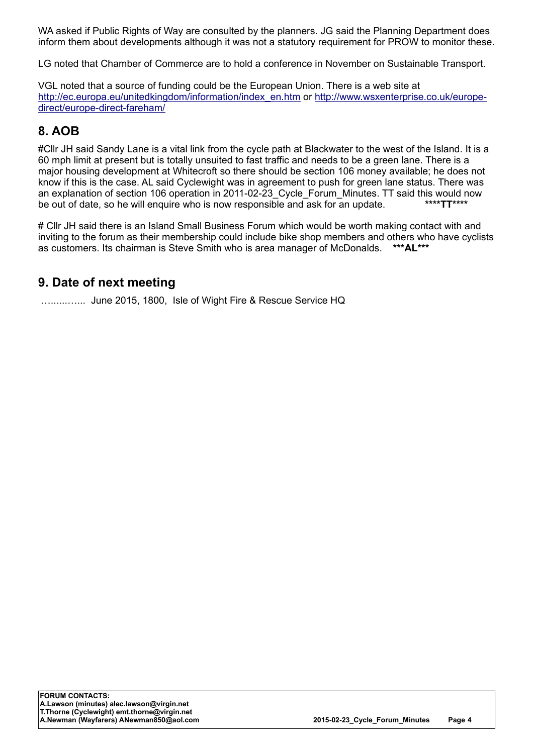WA asked if Public Rights of Way are consulted by the planners. JG said the Planning Department does inform them about developments although it was not a statutory requirement for PROW to monitor these.

LG noted that Chamber of Commerce are to hold a conference in November on Sustainable Transport.

VGL noted that a source of funding could be the European Union. There is a web site at http://ec.europa.eu/unitedkingdom/information/index_en.htm or http://www.wsxenterprise.co.uk/europe-direct/europe-direct-fareham/

## 8. AOB

#Cllr JH said Sandy Lane is a vital link from the cycle path at Blackwater to the west of the Island. It is a 60 mph limit at present but is totally unsuited to fast traffic and needs to be a green lane. There is a major housing development at Whitecroft so there should be section 106 money available; he does not know if this is the case. AL said Cyclewight was in agreement to push for green lane status. There was an explanation of section 106 operation in 2011-02-23_Cycle_Forum_Minutes. TT said this would now be out of date, so he will enquire who is now responsible and ask for an update. ****TT****

# Cllr JH said there is an Island Small Business Forum which would be worth making contact with and inviting to the forum as their membership could include bike shop members and others who have cyclists as customers. Its chairman is Steve Smith who is area manager of McDonalds. ***AL***

## 9. Date of next meeting

…....…... June 2015, 1800, Isle of Wight Fire & Rescue Service HQ

**FORUM CONTACTS:**
**A.Lawson (minutes) alec.lawson@virgin.net**
**T.Thorne (Cyclewight) emt.thorne@virgin.net**
**A.Newman (Wayfarers) ANewman850@aol.com**